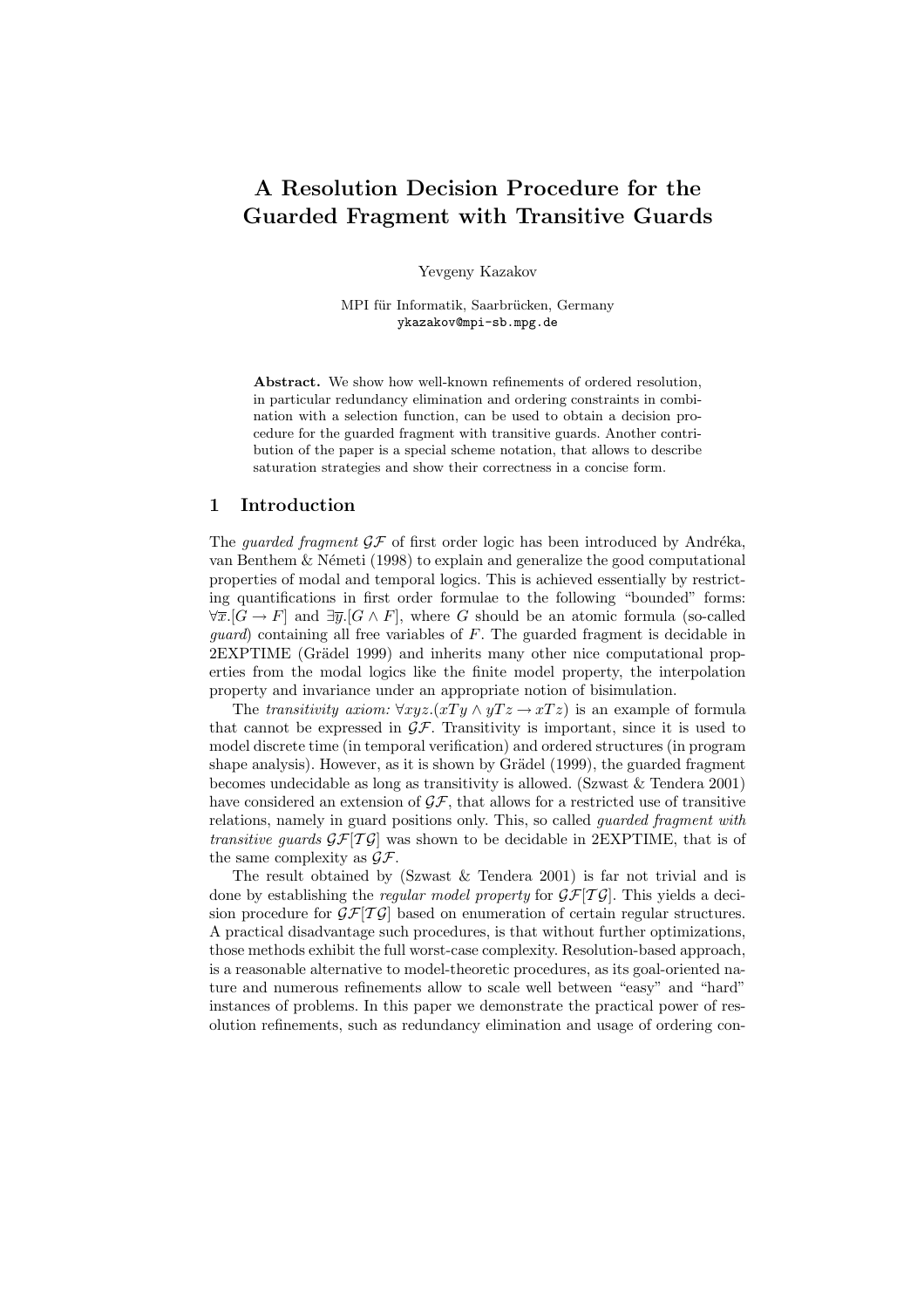# A Resolution Decision Procedure for the Guarded Fragment with Transitive Guards

Yevgeny Kazakov

MPI für Informatik, Saarbrücken, Germany
ykazakov@mpi-sb.mpg.de

**Abstract.** We show how well-known refinements of ordered resolution, in particular redundancy elimination and ordering constraints in combination with a selection function, can be used to obtain a decision procedure for the guarded fragment with transitive guards. Another contribution of the paper is a special scheme notation, that allows to describe saturation strategies and show their correctness in a concise form.

## 1 Introduction

The *guarded fragment* $\mathcal{GF}$ of first order logic has been introduced by Andréka, van Benthem & Németi (1998) to explain and generalize the good computational properties of modal and temporal logics. This is achieved essentially by restricting quantifications in first order formulae to the following "bounded" forms: $\forall\overline{x}.[G \to F]$ and $\exists\overline{y}.[G \wedge F]$, where $G$ should be an atomic formula (so-called *guard*) containing all free variables of $F$. The guarded fragment is decidable in 2EXPTIME (Grädel 1999) and inherits many other nice computational properties from the modal logics like the finite model property, the interpolation property and invariance under an appropriate notion of bisimulation.

The *transitivity axiom:* $\forall xyz.(xTy \wedge yTz \to xTz)$ is an example of formula that cannot be expressed in $\mathcal{GF}$. Transitivity is important, since it is used to model discrete time (in temporal verification) and ordered structures (in program shape analysis). However, as it is shown by Grädel (1999), the guarded fragment becomes undecidable as long as transitivity is allowed. (Szwast & Tendera 2001) have considered an extension of $\mathcal{GF}$, that allows for a restricted use of transitive relations, namely in guard positions only. This, so called *guarded fragment with transitive guards* $\mathcal{GF}[\mathcal{TG}]$ was shown to be decidable in 2EXPTIME, that is of the same complexity as $\mathcal{GF}$.

The result obtained by (Szwast & Tendera 2001) is far not trivial and is done by establishing the *regular model property* for $\mathcal{GF}[\mathcal{TG}]$. This yields a decision procedure for $\mathcal{GF}[\mathcal{TG}]$ based on enumeration of certain regular structures. A practical disadvantage such procedures, is that without further optimizations, those methods exhibit the full worst-case complexity. Resolution-based approach, is a reasonable alternative to model-theoretic procedures, as its goal-oriented nature and numerous refinements allow to scale well between "easy" and "hard" instances of problems. In this paper we demonstrate the practical power of resolution refinements, such as redundancy elimination and usage of ordering con-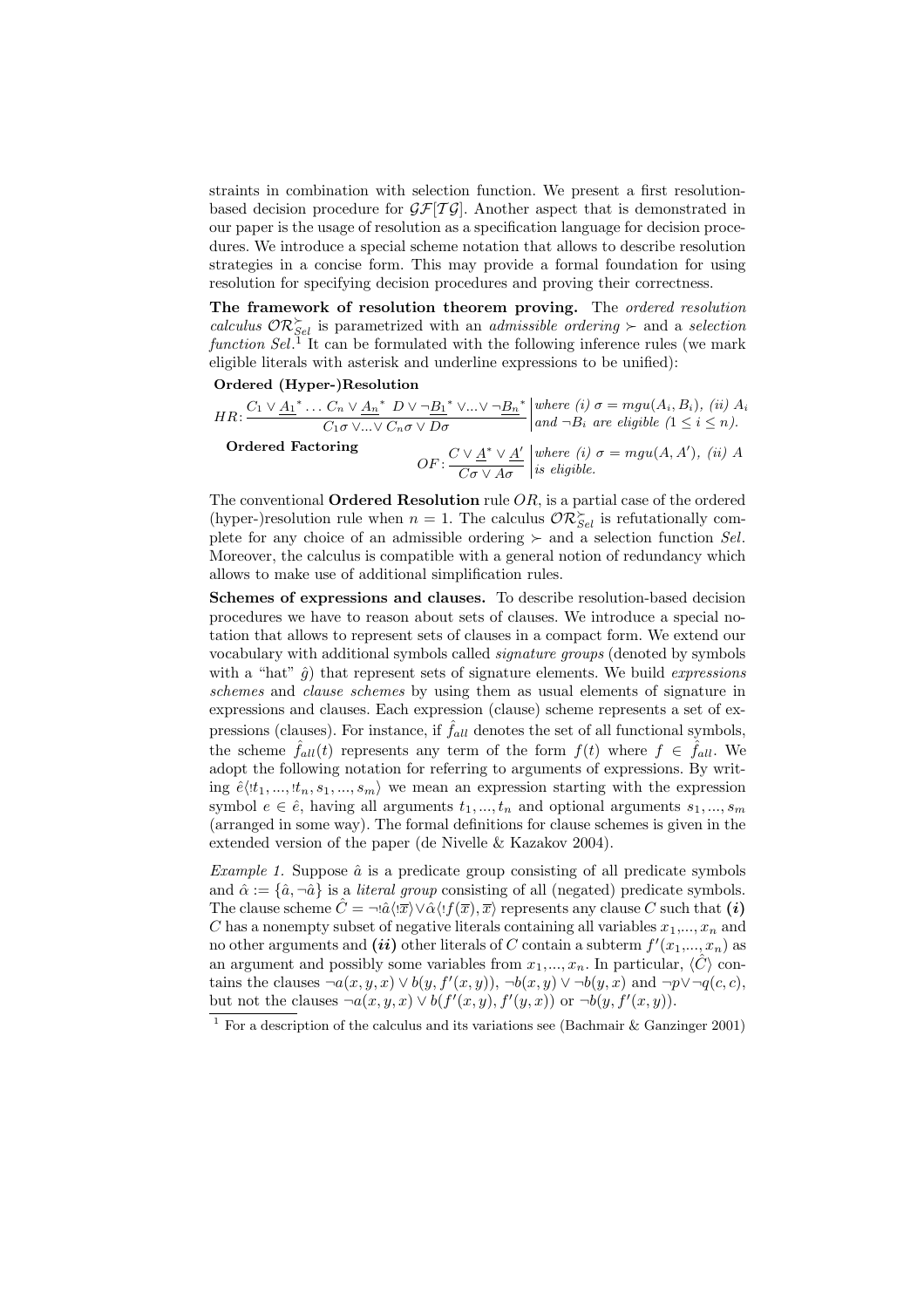straints in combination with selection function. We present a first resolution-based decision procedure for $\mathcal{GF}[\mathcal{TG}]$. Another aspect that is demonstrated in our paper is the usage of resolution as a specification language for decision procedures. We introduce a special scheme notation that allows to describe resolution strategies in a concise form. This may provide a formal foundation for using resolution for specifying decision procedures and proving their correctness.

**The framework of resolution theorem proving.** The *ordered resolution calculus* $\mathcal{OR}^{\succ}_{Sel}$ is parametrized with an *admissible ordering* $\succ$ and a *selection function Sel*.[1] It can be formulated with the following inference rules (we mark eligible literals with asterisk and underline expressions to be unified):

**Ordered (Hyper-)Resolution**

$$HR{:}\ \frac{C_1 \vee \underline{A_1}^* \ldots C_n \vee \underline{A_n}^* \;\; D \vee \neg\underline{B_1}^* \vee ... \vee \neg\underline{B_n}^*}{C_1\sigma \vee ... \vee C_n\sigma \vee D\sigma} \quad \begin{array}{|l} \textit{where (i) } \sigma = mgu(A_i, B_i), \textit{(ii) } A_i \\ \textit{and } \neg B_i \textit{ are eligible } (1 \leq i \leq n). \end{array}$$

**Ordered Factoring**

$$OF{:}\ \frac{C \vee \underline{A}^* \vee \underline{A'}}{C\sigma \vee A\sigma} \quad \begin{array}{|l} \textit{where (i) } \sigma = mgu(A, A'), \textit{(ii) } A \\ \textit{is eligible.} \end{array}$$

The conventional **Ordered Resolution** rule $OR$, is a partial case of the ordered (hyper-)resolution rule when $n = 1$. The calculus $\mathcal{OR}^{\succ}_{Sel}$ is refutationally complete for any choice of an admissible ordering $\succ$ and a selection function $Sel$. Moreover, the calculus is compatible with a general notion of redundancy which allows to make use of additional simplification rules.

**Schemes of expressions and clauses.** To describe resolution-based decision procedures we have to reason about sets of clauses. We introduce a special notation that allows to represent sets of clauses in a compact form. We extend our vocabulary with additional symbols called *signature groups* (denoted by symbols with a "hat" $\hat{g}$) that represent sets of signature elements. We build *expressions schemes* and *clause schemes* by using them as usual elements of signature in expressions and clauses. Each expression (clause) scheme represents a set of expressions (clauses). For instance, if $\hat{f}_{all}$ denotes the set of all functional symbols, the scheme $\hat{f}_{all}(t)$ represents any term of the form $f(t)$ where $f \in \hat{f}_{all}$. We adopt the following notation for referring to arguments of expressions. By writing $\hat{e}\langle !t_1, ..., !t_n, s_1, ..., s_m\rangle$ we mean an expression starting with the expression symbol $e \in \hat{e}$, having all arguments $t_1, ..., t_n$ and optional arguments $s_1, ..., s_m$ (arranged in some way). The formal definitions for clause schemes is given in the extended version of the paper (de Nivelle & Kazakov 2004).

*Example 1.* Suppose $\hat{a}$ is a predicate group consisting of all predicate symbols and $\hat{\alpha} := \{\hat{a}, \neg\hat{a}\}$ is a *literal group* consisting of all (negated) predicate symbols. The clause scheme $\hat{C} = \neg !\hat{a}\langle !\overline{x}\rangle \vee \hat{\alpha}\langle !f(\overline{x}), \overline{x}\rangle$ represents any clause $C$ such that ***(i)*** $C$ has a nonempty subset of negative literals containing all variables $x_1,..., x_n$ and no other arguments and ***(ii)*** other literals of $C$ contain a subterm $f'(x_1,..., x_n)$ as an argument and possibly some variables from $x_1,..., x_n$. In particular, $\langle\hat{C}\rangle$ contains the clauses $\neg a(x, y, x) \vee b(y, f'(x, y))$, $\neg b(x, y) \vee \neg b(y, x)$ and $\neg p \vee \neg q(c, c)$, but not the clauses $\neg a(x, y, x) \vee b(f'(x, y), f'(y, x))$ or $\neg b(y, f'(x, y))$.

[1] For a description of the calculus and its variations see (Bachmair & Ganzinger 2001)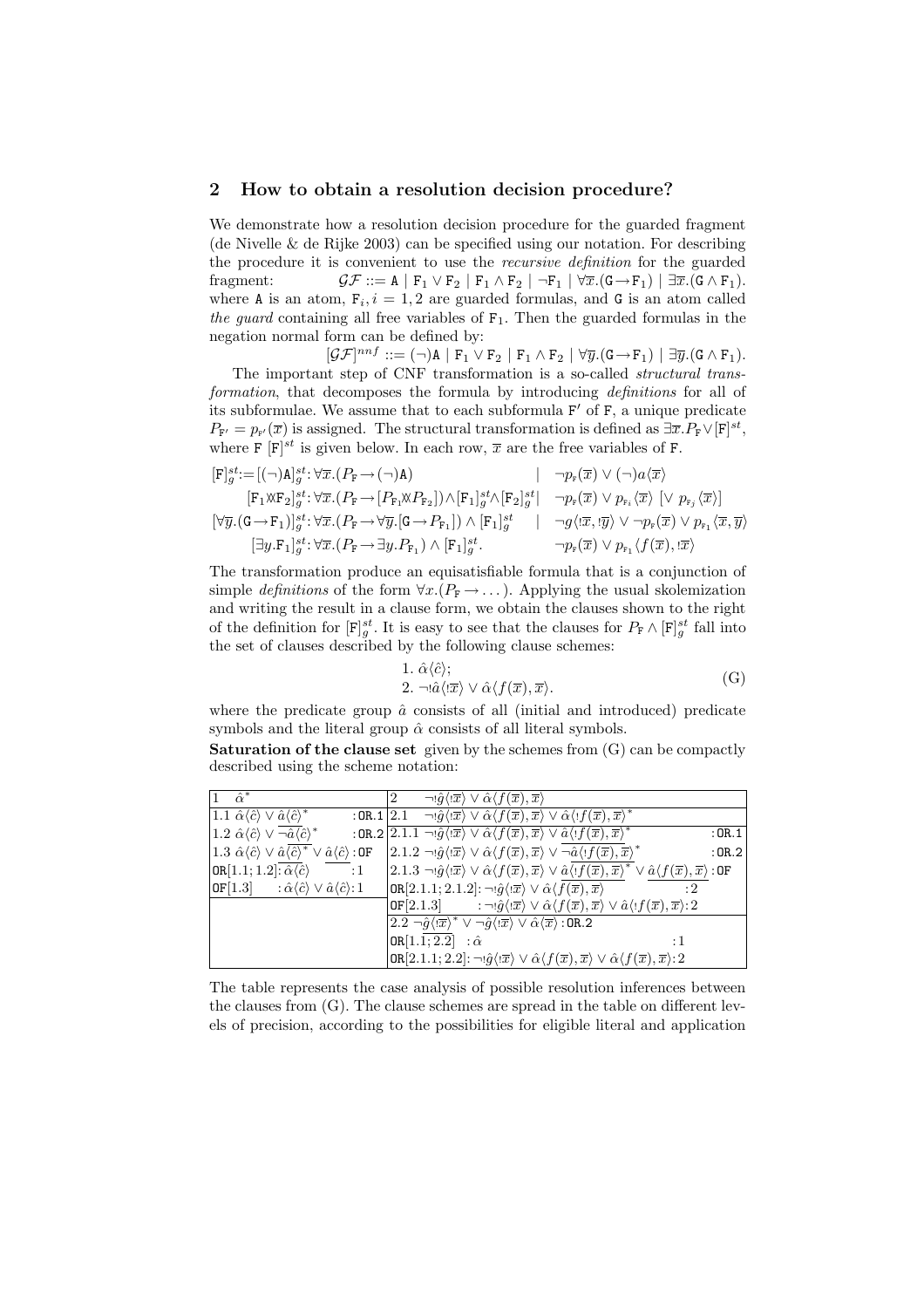## 2 How to obtain a resolution decision procedure?

We demonstrate how a resolution decision procedure for the guarded fragment (de Nivelle & de Rijke 2003) can be specified using our notation. For describing the procedure it is convenient to use the *recursive definition* for the guarded fragment: $\mathcal{GF} ::= \mathtt{A} \mid \mathtt{F}_1 \vee \mathtt{F}_2 \mid \mathtt{F}_1 \wedge \mathtt{F}_2 \mid \neg\mathtt{F}_1 \mid \forall\overline{x}.(\mathtt{G}\to\mathtt{F}_1) \mid \exists\overline{x}.(\mathtt{G}\wedge\mathtt{F}_1)$. where $\mathtt{A}$ is an atom, $\mathtt{F}_i, i = 1,2$ are guarded formulas, and $\mathtt{G}$ is an atom called *the guard* containing all free variables of $\mathtt{F}_1$. Then the guarded formulas in the negation normal form can be defined by:

$$[\mathcal{GF}]^{nnf} ::= (\neg)\mathtt{A} \mid \mathtt{F}_1 \vee \mathtt{F}_2 \mid \mathtt{F}_1 \wedge \mathtt{F}_2 \mid \forall\overline{y}.(\mathtt{G}\to\mathtt{F}_1) \mid \exists\overline{y}.(\mathtt{G}\wedge\mathtt{F}_1).$$

The important step of CNF transformation is a so-called *structural transformation*, that decomposes the formula by introducing *definitions* for all of its subformulae. We assume that to each subformula $\mathtt{F}'$ of $\mathtt{F}$, a unique predicate $P_{\mathtt{F}'} = p_{\mathtt{F}'}(\overline{x})$ is assigned. The structural transformation is defined as $\exists\overline{x}.P_{\mathtt{F}} \vee [\mathtt{F}]^{st}$, where $\mathtt{F}$ $[\mathtt{F}]^{st}$ is given below. In each row, $\overline{x}$ are the free variables of $\mathtt{F}$.

$$
\begin{array}{rll}
[\mathtt{F}]^{st}_g := [(\neg)\mathtt{A}]^{st}_g : \forall\overline{x}.(P_{\mathtt{F}} \to (\neg)\mathtt{A}) & \mid & \neg p_{\mathtt{F}}(\overline{x}) \vee (\neg)a\langle\overline{x}\rangle \\
{[\mathtt{F}_1 \between \mathtt{F}_2]}^{st}_g : \forall\overline{x}.(P_{\mathtt{F}} \to [P_{\mathtt{F}_1} \between P_{\mathtt{F}_2}]) \wedge [\mathtt{F}_1]^{st}_g \wedge [\mathtt{F}_2]^{st}_g & \mid & \neg p_{\mathtt{F}}(\overline{x}) \vee p_{\mathtt{F}_i}\langle\overline{x}\rangle \ [\vee\ p_{\mathtt{F}_j}\langle\overline{x}\rangle] \\
{[\forall\overline{y}.(\mathtt{G}\to\mathtt{F}_1)]}^{st}_g : \forall\overline{x}.(P_{\mathtt{F}} \to \forall\overline{y}.[\mathtt{G}\to P_{\mathtt{F}_1}]) \wedge [\mathtt{F}_1]^{st}_g & \mid & \neg g\langle !\overline{x}, !\overline{y}\rangle \vee \neg p_{\mathtt{F}}(\overline{x}) \vee p_{\mathtt{F}_1}\langle\overline{x},\overline{y}\rangle \\
{[\exists y.\mathtt{F}_1]}^{st}_g : \forall\overline{x}.(P_{\mathtt{F}} \to \exists y.P_{\mathtt{F}_1}) \wedge [\mathtt{F}_1]^{st}_g . & & \neg p_{\mathtt{F}}(\overline{x}) \vee p_{\mathtt{F}_1}\langle f(\overline{x}), !\overline{x}\rangle
\end{array}
$$

The transformation produce an equisatisfiable formula that is a conjunction of simple *definitions* of the form $\forall x.(P_{\mathtt{F}} \to \dots)$. Applying the usual skolemization and writing the result in a clause form, we obtain the clauses shown to the right of the definition for $[\mathtt{F}]^{st}_g$. It is easy to see that the clauses for $P_{\mathtt{F}} \wedge [\mathtt{F}]^{st}_g$ fall into the set of clauses described by the following clause schemes:

$$
\begin{array}{l}
1.\ \hat{\alpha}\langle\hat{c}\rangle; \\
2.\ \neg !\hat{a}\langle !\overline{x}\rangle \vee \hat{\alpha}\langle f(\overline{x}), \overline{x}\rangle.
\end{array}
\tag{G}
$$

where the predicate group $\hat{a}$ consists of all (initial and introduced) predicate symbols and the literal group $\hat{\alpha}$ consists of all literal symbols.

**Saturation of the clause set** given by the schemes from (G) can be compactly described using the scheme notation:

| | |
|---|---|
| 1 $\hat{\alpha}^*$ | 2 $\neg !\hat{g}\langle !\overline{x}\rangle \vee \hat{\alpha}\langle f(\overline{x}), \overline{x}\rangle$ |
| 1.1 $\hat{\alpha}\langle\hat{c}\rangle \vee \hat{a}\langle\hat{c}\rangle^*$ : OR.1 | 2.1 $\neg !\hat{g}\langle !\overline{x}\rangle \vee \hat{\alpha}\langle f(\overline{x}), \overline{x}\rangle \vee \hat{\alpha}\langle !f(\overline{x}), \overline{x}\rangle^*$ |
| 1.2 $\hat{\alpha}\langle\hat{c}\rangle \vee \overline{\neg\hat{a}\langle\hat{c}\rangle}^*$ : OR.2 | 2.1.1 $\neg !\hat{g}\langle !\overline{x}\rangle \vee \hat{\alpha}\langle f(\overline{x}), \overline{x}\rangle \vee \hat{a}\langle !f(\overline{x}), \overline{x}\rangle^*$ : OR.1 |
| 1.3 $\hat{\alpha}\langle\hat{c}\rangle \vee \hat{a}\overline{\langle\hat{c}\rangle}^* \vee \underline{\hat{a}\langle\hat{c}\rangle}$ : OF | 2.1.2 $\neg !\hat{g}\langle !\overline{x}\rangle \vee \hat{\alpha}\langle f(\overline{x}), \overline{x}\rangle \vee \overline{\neg\hat{a}\langle !f(\overline{x}), \overline{x}\rangle}^*$ : OR.2 |
| OR[1.1; 1.2]: $\underline{\hat{\alpha}\langle\hat{c}\rangle}$ : 1 | 2.1.3 $\neg !\hat{g}\langle !\overline{x}\rangle \vee \hat{\alpha}\langle f(\overline{x}), \overline{x}\rangle \vee \hat{a}\overline{\langle !f(\overline{x}), \overline{x}\rangle}^* \vee \underline{\hat{a}\langle f(\overline{x}), \overline{x}\rangle}$ : OF |
| OF[1.3] : $\hat{\alpha}\langle\hat{c}\rangle \vee \hat{a}\langle\hat{c}\rangle$ : 1 | OR[2.1.1; 2.1.2]: $\neg !\hat{g}\langle !\overline{x}\rangle \vee \hat{\alpha}\langle \underline{f(\overline{x}), \overline{x}}\rangle$ : 2 |
| | OF[2.1.3] : $\neg !\hat{g}\langle !\overline{x}\rangle \vee \hat{\alpha}\langle f(\overline{x}), \overline{x}\rangle \vee \hat{a}\langle !f(\overline{x}), \overline{x}\rangle$ : 2 |
| | 2.2 $\neg\hat{g}\langle !\overline{x}\rangle^* \vee \neg !\hat{g}\langle !\overline{x}\rangle \vee \hat{\alpha}\langle\overline{x}\rangle$ : OR.2 |
| | OR[1.1; 2.2] : $\hat{\alpha}$ : 1 |
| | OR[2.1.1; 2.2]: $\neg !\hat{g}\langle !\overline{x}\rangle \vee \hat{\alpha}\langle f(\overline{x}), \overline{x}\rangle \vee \hat{\alpha}\langle f(\overline{x}), \overline{x}\rangle$ : 2 |

The table represents the case analysis of possible resolution inferences between the clauses from (G). The clause schemes are spread in the table on different levels of precision, according to the possibilities for eligible literal and application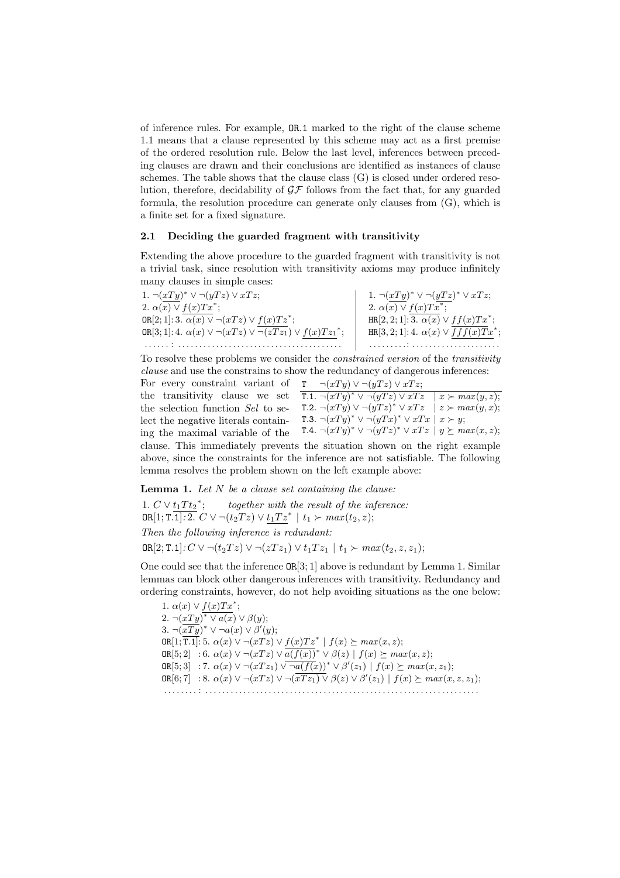of inference rules. For example, OR.1 marked to the right of the clause scheme 1.1 means that a clause represented by this scheme may act as a first premise of the ordered resolution rule. Below the last level, inferences between preceding clauses are drawn and their conclusions are identified as instances of clause schemes. The table shows that the clause class (G) is closed under ordered resolution, therefore, decidability of $\mathcal{GF}$ follows from the fact that, for any guarded formula, the resolution procedure can generate only clauses from (G), which is a finite set for a fixed signature.

### 2.1 Deciding the guarded fragment with transitivity

Extending the above procedure to the guarded fragment with transitivity is not a trivial task, since resolution with transitivity axioms may produce infinitely many clauses in simple cases:

| | |
|---|---|
| 1. $\neg(\underline{xTy})^* \vee \neg(yTz) \vee xTz$; | 1. $\neg(\underline{xTy})^* \vee \neg(\underline{yTz})^* \vee xTz$; |
| 2. $\alpha(x) \vee \underline{f(x)Tx}^*$; | 2. $\alpha(x) \vee \underline{f(x)Tx}^*$; |
| OR[2; 1]: 3. $\alpha(x) \vee \neg(xTz) \vee \underline{f(x)Tz}^*$; | HR[2, 2; 1]: 3. $\alpha(x) \vee \underline{ff(x)Tx}^*$; |
| OR[3; 1]: 4. $\alpha(x) \vee \neg(xTz) \vee \neg(zTz_1) \vee \underline{f(x)Tz_1}^*$; | HR[3, 2; 1]: 4. $\alpha(x) \vee \underline{fff(x)Tx}^*$; |
| ......: ...................................... | .........: .................... |

To resolve these problems we consider the *constrained version* of the *transitivity clause* and use the constrains to show the redundancy of dangerous inferences:

| | | |
|---|---|---|
| T | $\neg(xTy) \vee \neg(yTz) \vee xTz$; | |
| T.1. | $\neg(\underline{xTy})^* \vee \neg(yTz) \vee xTz$ | $\mid x \succ max(y, z)$; |
| T.2. | $\neg(xTy) \vee \neg(\underline{yTz})^* \vee xTz$ | $\mid z \succ max(y, x)$; |
| T.3. | $\neg(\underline{xTy})^* \vee \neg(\underline{yTx})^* \vee xTx$ | $\mid x \succ y$; |
| T.4. | $\neg(\underline{xTy})^* \vee \neg(\underline{yTz})^* \vee xTz$ | $\mid y \succeq max(x, z)$; |

For every constraint variant of the transitivity clause we set the selection function *Sel* to select the negative literals containing the maximal variable of the clause. This immediately prevents the situation shown on the right example above, since the constraints for the inference are not satisfiable. The following lemma resolves the problem shown on the left example above:

**Lemma 1.** *Let $N$ be a clause set containing the clause:*

1. $C \vee \underline{t_1Tt_2}^*$; *together with the result of the inference:*
OR[1; T.1]*:* 2. $C \vee \neg(t_2Tz) \vee \underline{t_1Tz}^* \mid t_1 \succ max(t_2, z)$;

*Then the following inference is redundant:*

OR[2; T.1]*:* $C \vee \neg(t_2Tz) \vee \neg(zTz_1) \vee t_1Tz_1 \mid t_1 \succ max(t_2, z, z_1)$;

One could see that the inference OR[3; 1] above is redundant by Lemma 1. Similar lemmas can block other dangerous inferences with transitivity. Redundancy and ordering constraints, however, do not help avoiding situations as the one below:

1. $\alpha(x) \vee \underline{f(x)Tx}^*$;
2. $\neg(\underline{xTy})^* \vee a(x) \vee \beta(y)$;
3. $\neg(\underline{xTy})^* \vee \neg a(x) \vee \beta'(y)$;
OR[1; T.1]: 5. $\alpha(x) \vee \neg(xTz) \vee \underline{f(x)Tz}^* \mid f(x) \succeq max(x, z)$;
OR[5; 2] : 6. $\alpha(x) \vee \neg(xTz) \vee \underline{a(f(x))}^* \vee \beta(z) \mid f(x) \succeq max(x, z)$;
OR[5; 3] : 7. $\alpha(x) \vee \neg(xTz_1) \vee \underline{\neg a(f(x))}^* \vee \beta'(z_1) \mid f(x) \succeq max(x, z_1)$;
OR[6; 7] : 8. $\alpha(x) \vee \neg(xTz) \vee \neg(\underline{xTz_1}) \vee \beta(z) \vee \beta'(z_1) \mid f(x) \succeq max(x, z, z_1)$;
........: ...............................................................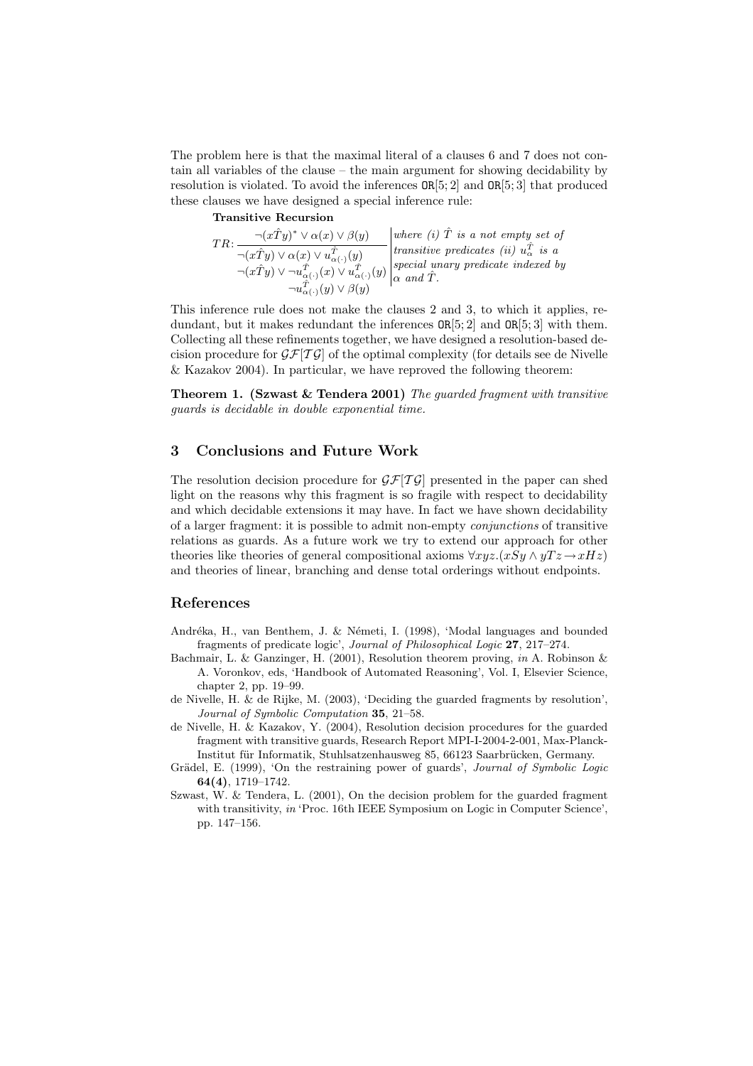The problem here is that the maximal literal of a clauses 6 and 7 does not contain all variables of the clause – the main argument for showing decidability by resolution is violated. To avoid the inferences OR[5; 2] and OR[5; 3] that produced these clauses we have designed a special inference rule:

**Transitive Recursion**

$$TR\colon \frac{\neg(x\hat{T}y)^{*} \vee \alpha(x) \vee \beta(y)}{\begin{array}{c}\neg(x\hat{T}y) \vee \alpha(x) \vee u^{\hat{T}}_{\alpha(\cdot)}(y) \\ \neg(x\hat{T}y) \vee \neg u^{\hat{T}}_{\alpha(\cdot)}(x) \vee u^{\hat{T}}_{\alpha(\cdot)}(y) \\ \neg u^{\hat{T}}_{\alpha(\cdot)}(y) \vee \beta(y)\end{array}}$$

*where (i) $\hat{T}$ is a not empty set of transitive predicates (ii) $u^{\hat{T}}_{\alpha}$ is a special unary predicate indexed by $\alpha$ and $\hat{T}$.*

This inference rule does not make the clauses 2 and 3, to which it applies, redundant, but it makes redundant the inferences OR[5; 2] and OR[5; 3] with them. Collecting all these refinements together, we have designed a resolution-based decision procedure for $\mathcal{GF}[\mathcal{TG}]$ of the optimal complexity (for details see de Nivelle & Kazakov 2004). In particular, we have reproved the following theorem:

**Theorem 1. (Szwast & Tendera 2001)** *The guarded fragment with transitive guards is decidable in double exponential time.*

## 3 Conclusions and Future Work

The resolution decision procedure for $\mathcal{GF}[\mathcal{TG}]$ presented in the paper can shed light on the reasons why this fragment is so fragile with respect to decidability and which decidable extensions it may have. In fact we have shown decidability of a larger fragment: it is possible to admit non-empty *conjunctions* of transitive relations as guards. As a future work we try to extend our approach for other theories like theories of general compositional axioms $\forall xyz.(xSy \wedge yTz \rightarrow xHz)$ and theories of linear, branching and dense total orderings without endpoints.

## References

Andréka, H., van Benthem, J. & Németi, I. (1998), 'Modal languages and bounded fragments of predicate logic', *Journal of Philosophical Logic* **27**, 217–274.

Bachmair, L. & Ganzinger, H. (2001), Resolution theorem proving, *in* A. Robinson & A. Voronkov, eds, 'Handbook of Automated Reasoning', Vol. I, Elsevier Science, chapter 2, pp. 19–99.

de Nivelle, H. & de Rijke, M. (2003), 'Deciding the guarded fragments by resolution', *Journal of Symbolic Computation* **35**, 21–58.

de Nivelle, H. & Kazakov, Y. (2004), Resolution decision procedures for the guarded fragment with transitive guards, Research Report MPI-I-2004-2-001, Max-Planck-Institut für Informatik, Stuhlsatzenhausweg 85, 66123 Saarbrücken, Germany.

Grädel, E. (1999), 'On the restraining power of guards', *Journal of Symbolic Logic* **64(4)**, 1719–1742.

Szwast, W. & Tendera, L. (2001), On the decision problem for the guarded fragment with transitivity, *in* 'Proc. 16th IEEE Symposium on Logic in Computer Science', pp. 147–156.